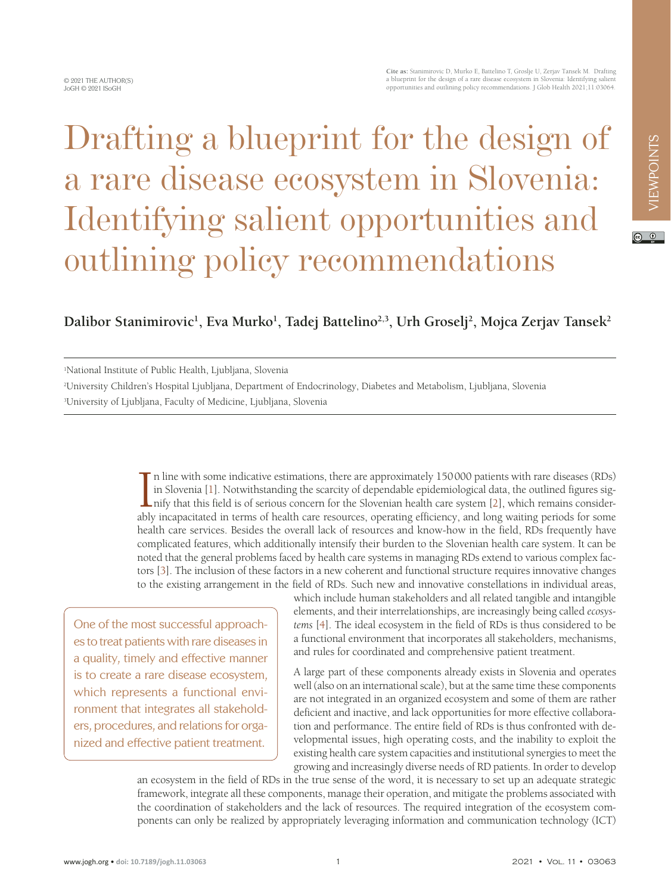Cite as: Stanimirovic D, Murko E, Battelino T, Groslje U, Zerjav Tansek M. Drafting a blueprint for the design of a rare disease ecosystem in Slovenia: Identifying salient opportunities and outlining policy recommendations. J Glob Health 2021;11:03064.

© 2021 THE AUTHOR(S)
JoGH © 2021 ISoGH

VIEWPOINTS

# Drafting a blueprint for the design of a rare disease ecosystem in Slovenia: Identifying salient opportunities and outlining policy recommendations

**Dalibor Stanimirovic[1], Eva Murko[1], Tadej Battelino[2,3], Urh Groselj[2], Mojca Zerjav Tansek[2]**

[1]National Institute of Public Health, Ljubljana, Slovenia

[2]University Children's Hospital Ljubljana, Department of Endocrinology, Diabetes and Metabolism, Ljubljana, Slovenia

[3]University of Ljubljana, Faculty of Medicine, Ljubljana, Slovenia

In line with some indicative estimations, there are approximately 150000 patients with rare diseases (RDs) in Slovenia [1]. Notwithstanding the scarcity of dependable epidemiological data, the outlined figures signify that this field is of serious concern for the Slovenian health care system [2], which remains considerably incapacitated in terms of health care resources, operating efficiency, and long waiting periods for some health care services. Besides the overall lack of resources and know-how in the field, RDs frequently have complicated features, which additionally intensify their burden to the Slovenian health care system. It can be noted that the general problems faced by health care systems in managing RDs extend to various complex factors [3]. The inclusion of these factors in a new coherent and functional structure requires innovative changes to the existing arrangement in the field of RDs. Such new and innovative constellations in individual areas, which include human stakeholders and all related tangible and intangible elements, and their interrelationships, are increasingly being called *ecosystems* [4]. The ideal ecosystem in the field of RDs is thus considered to be a functional environment that incorporates all stakeholders, mechanisms, and rules for coordinated and comprehensive patient treatment.

> One of the most successful approaches to treat patients with rare diseases in a quality, timely and effective manner is to create a rare disease ecosystem, which represents a functional environment that integrates all stakeholders, procedures, and relations for organized and effective patient treatment.

A large part of these components already exists in Slovenia and operates well (also on an international scale), but at the same time these components are not integrated in an organized ecosystem and some of them are rather deficient and inactive, and lack opportunities for more effective collaboration and performance. The entire field of RDs is thus confronted with developmental issues, high operating costs, and the inability to exploit the existing health care system capacities and institutional synergies to meet the growing and increasingly diverse needs of RD patients. In order to develop an ecosystem in the field of RDs in the true sense of the word, it is necessary to set up an adequate strategic framework, integrate all these components, manage their operation, and mitigate the problems associated with the coordination of stakeholders and the lack of resources. The required integration of the ecosystem components can only be realized by appropriately leveraging information and communication technology (ICT)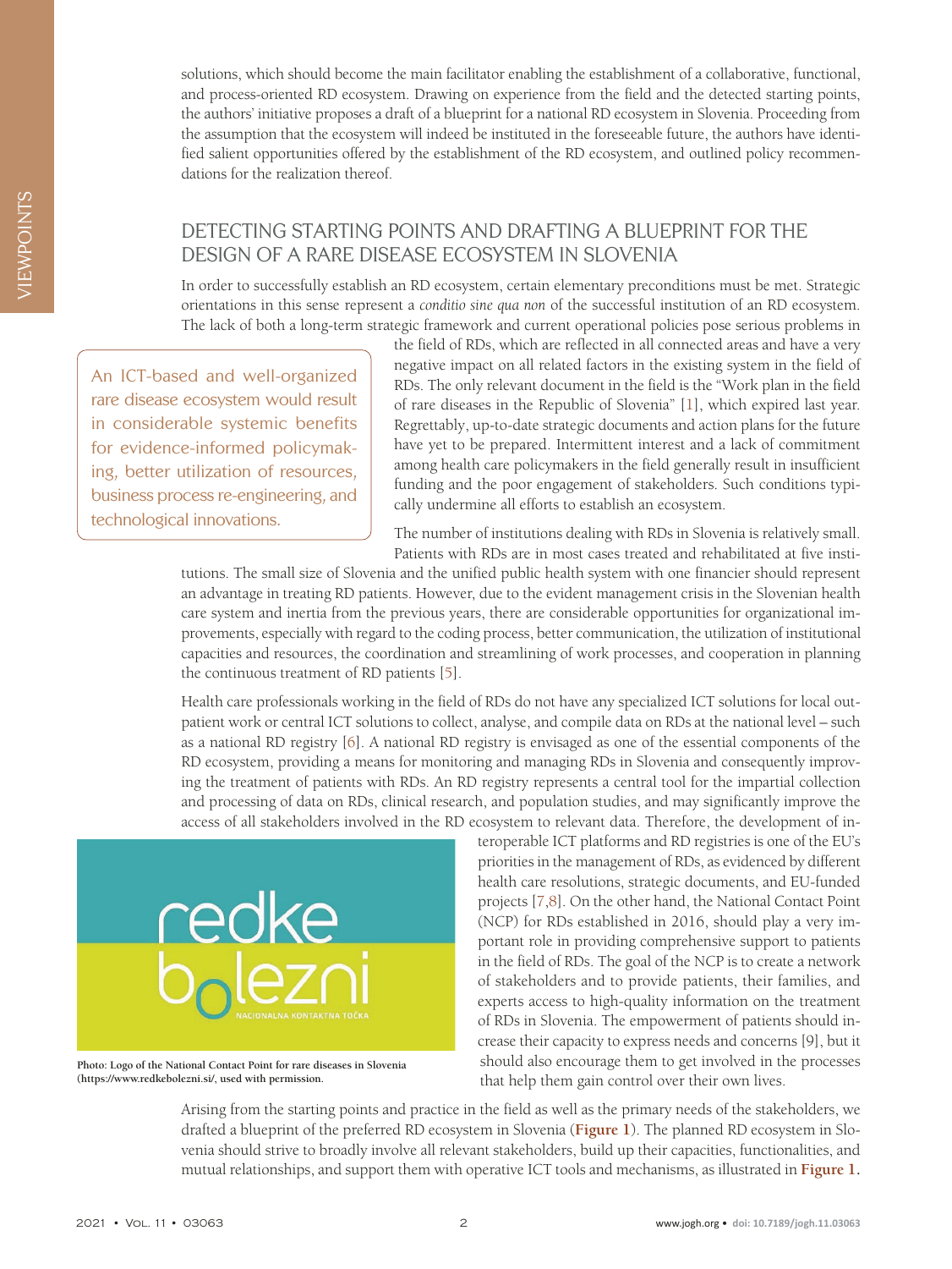solutions, which should become the main facilitator enabling the establishment of a collaborative, functional, and process-oriented RD ecosystem. Drawing on experience from the field and the detected starting points, the authors' initiative proposes a draft of a blueprint for a national RD ecosystem in Slovenia. Proceeding from the assumption that the ecosystem will indeed be instituted in the foreseeable future, the authors have identified salient opportunities offered by the establishment of the RD ecosystem, and outlined policy recommendations for the realization thereof.

## DETECTING STARTING POINTS AND DRAFTING A BLUEPRINT FOR THE DESIGN OF A RARE DISEASE ECOSYSTEM IN SLOVENIA

In order to successfully establish an RD ecosystem, certain elementary preconditions must be met. Strategic orientations in this sense represent a *conditio sine qua non* of the successful institution of an RD ecosystem. The lack of both a long-term strategic framework and current operational policies pose serious problems in the field of RDs, which are reflected in all connected areas and have a very negative impact on all related factors in the existing system in the field of RDs. The only relevant document in the field is the "Work plan in the field of rare diseases in the Republic of Slovenia" [1], which expired last year. Regrettably, up-to-date strategic documents and action plans for the future have yet to be prepared. Intermittent interest and a lack of commitment among health care policymakers in the field generally result in insufficient funding and the poor engagement of stakeholders. Such conditions typically undermine all efforts to establish an ecosystem.

> An ICT-based and well-organized rare disease ecosystem would result in considerable systemic benefits for evidence-informed policymaking, better utilization of resources, business process re-engineering, and technological innovations.

The number of institutions dealing with RDs in Slovenia is relatively small. Patients with RDs are in most cases treated and rehabilitated at five institutions. The small size of Slovenia and the unified public health system with one financier should represent an advantage in treating RD patients. However, due to the evident management crisis in the Slovenian health care system and inertia from the previous years, there are considerable opportunities for organizational improvements, especially with regard to the coding process, better communication, the utilization of institutional capacities and resources, the coordination and streamlining of work processes, and cooperation in planning the continuous treatment of RD patients [5].

Health care professionals working in the field of RDs do not have any specialized ICT solutions for local outpatient work or central ICT solutions to collect, analyse, and compile data on RDs at the national level – such as a national RD registry [6]. A national RD registry is envisaged as one of the essential components of the RD ecosystem, providing a means for monitoring and managing RDs in Slovenia and consequently improving the treatment of patients with RDs. An RD registry represents a central tool for the impartial collection and processing of data on RDs, clinical research, and population studies, and may significantly improve the access of all stakeholders involved in the RD ecosystem to relevant data. Therefore, the development of interoperable ICT platforms and RD registries is one of the EU's priorities in the management of RDs, as evidenced by different health care resolutions, strategic documents, and EU-funded projects [7,8]. On the other hand, the National Contact Point (NCP) for RDs established in 2016, should play a very important role in providing comprehensive support to patients in the field of RDs. The goal of the NCP is to create a network of stakeholders and to provide patients, their families, and experts access to high-quality information on the treatment of RDs in Slovenia. The empowerment of patients should increase their capacity to express needs and concerns [9], but it should also encourage them to get involved in the processes that help them gain control over their own lives.

**Photo: Logo of the National Contact Point for rare diseases in Slovenia (https://www.redkebolezni.si/, used with permission.**

Arising from the starting points and practice in the field as well as the primary needs of the stakeholders, we drafted a blueprint of the preferred RD ecosystem in Slovenia (**Figure 1**). The planned RD ecosystem in Slovenia should strive to broadly involve all relevant stakeholders, build up their capacities, functionalities, and mutual relationships, and support them with operative ICT tools and mechanisms, as illustrated in **Figure 1.**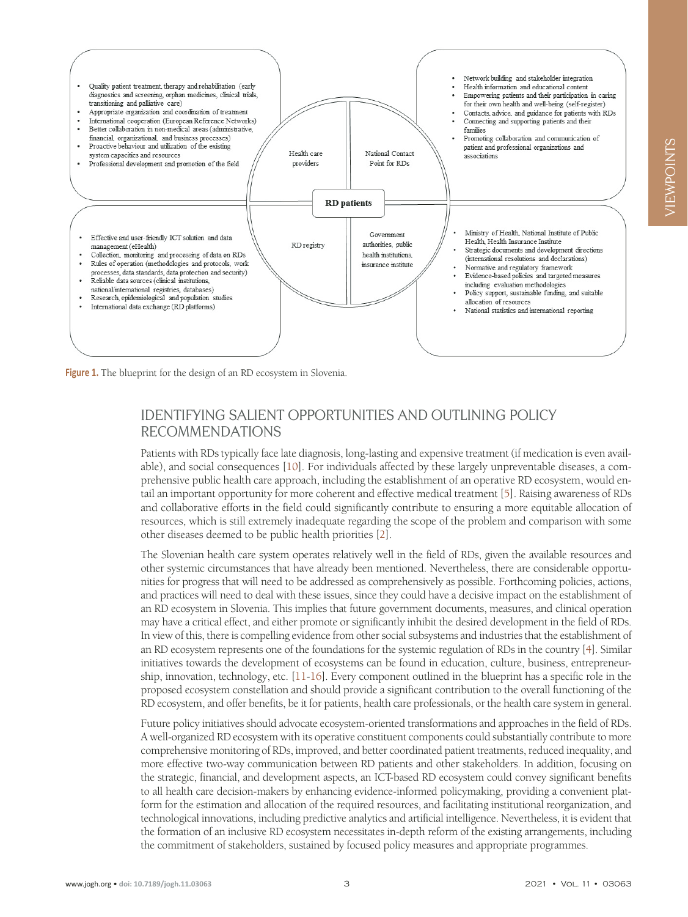- Quality patient treatment, therapy and rehabilitation (early diagnostics and screening, orphan medicines, clinical trials, transitioning and palliative care)
- Appropriate organization and coordination of treatment
- International cooperation (European Reference Networks)
- Better collaboration in non-medical areas (administrative, financial, organizational, and business processes)
- Proactive behaviour and utilization of the existing system capacities and resources
- Professional development and promotion of the field

Health care providers

National Contact Point for RDs

- Network building and stakeholder integration
- Health information and educational content
- Empowering patients and their participation in caring for their own health and well-being (self-register)
- Contacts, advice, and guidance for patients with RDs
- Connecting and supporting patients and their families
- Promoting collaboration and communication of patient and professional organizations and associations

**RD patients**

- Effective and user-friendly ICT solution and data management (eHealth)
- Collection, monitoring and processing of data on RDs
- Rules of operation (methodologies and protocols, work processes, data standards, data protection and security)
- Reliable data sources (clinical institutions, national/international registries, databases)
- Research, epidemiological and population studies
- International data exchange (RD platforms)

RD registry

Government authorities, public health institutions, insurance institute

- Ministry of Health, National Institute of Public Health, Health Insurance Institute
- Strategic documents and development directions (international resolutions and declarations)
- Normative and regulatory framework
- Evidence-based policies and targeted measures including evaluation methodologies
- Policy support, sustainable funding, and suitable allocation of resources
- National statistics and international reporting

**Figure 1.** The blueprint for the design of an RD ecosystem in Slovenia.

## IDENTIFYING SALIENT OPPORTUNITIES AND OUTLINING POLICY RECOMMENDATIONS

Patients with RDs typically face late diagnosis, long-lasting and expensive treatment (if medication is even available), and social consequences [10]. For individuals affected by these largely unpreventable diseases, a comprehensive public health care approach, including the establishment of an operative RD ecosystem, would entail an important opportunity for more coherent and effective medical treatment [5]. Raising awareness of RDs and collaborative efforts in the field could significantly contribute to ensuring a more equitable allocation of resources, which is still extremely inadequate regarding the scope of the problem and comparison with some other diseases deemed to be public health priorities [2].

The Slovenian health care system operates relatively well in the field of RDs, given the available resources and other systemic circumstances that have already been mentioned. Nevertheless, there are considerable opportunities for progress that will need to be addressed as comprehensively as possible. Forthcoming policies, actions, and practices will need to deal with these issues, since they could have a decisive impact on the establishment of an RD ecosystem in Slovenia. This implies that future government documents, measures, and clinical operation may have a critical effect, and either promote or significantly inhibit the desired development in the field of RDs. In view of this, there is compelling evidence from other social subsystems and industries that the establishment of an RD ecosystem represents one of the foundations for the systemic regulation of RDs in the country [4]. Similar initiatives towards the development of ecosystems can be found in education, culture, business, entrepreneurship, innovation, technology, etc. [11-16]. Every component outlined in the blueprint has a specific role in the proposed ecosystem constellation and should provide a significant contribution to the overall functioning of the RD ecosystem, and offer benefits, be it for patients, health care professionals, or the health care system in general.

Future policy initiatives should advocate ecosystem-oriented transformations and approaches in the field of RDs. A well-organized RD ecosystem with its operative constituent components could substantially contribute to more comprehensive monitoring of RDs, improved, and better coordinated patient treatments, reduced inequality, and more effective two-way communication between RD patients and other stakeholders. In addition, focusing on the strategic, financial, and development aspects, an ICT-based RD ecosystem could convey significant benefits to all health care decision-makers by enhancing evidence-informed policymaking, providing a convenient platform for the estimation and allocation of the required resources, and facilitating institutional reorganization, and technological innovations, including predictive analytics and artificial intelligence. Nevertheless, it is evident that the formation of an inclusive RD ecosystem necessitates in-depth reform of the existing arrangements, including the commitment of stakeholders, sustained by focused policy measures and appropriate programmes.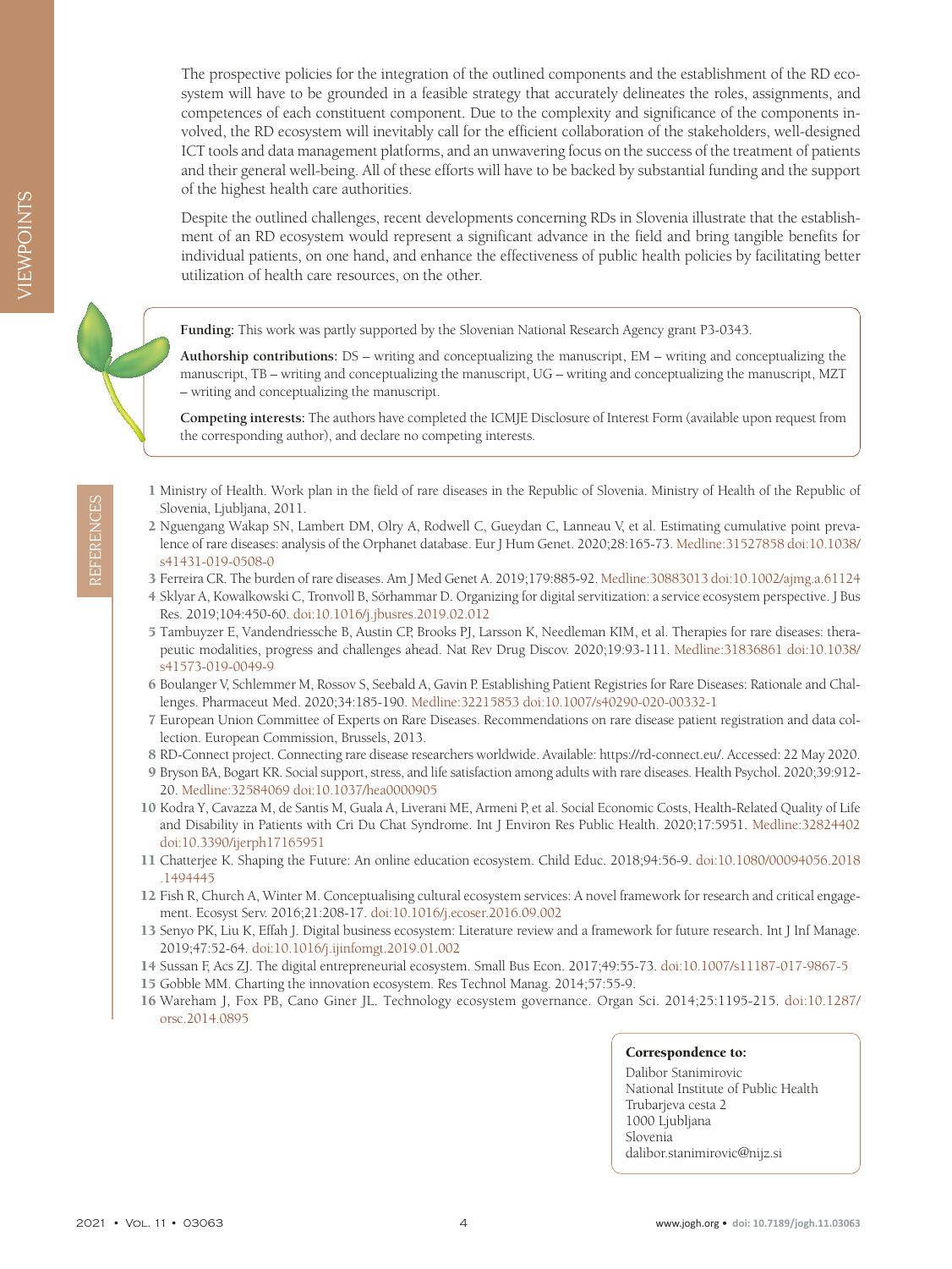The prospective policies for the integration of the outlined components and the establishment of the RD ecosystem will have to be grounded in a feasible strategy that accurately delineates the roles, assignments, and competences of each constituent component. Due to the complexity and significance of the components involved, the RD ecosystem will inevitably call for the efficient collaboration of the stakeholders, well-designed ICT tools and data management platforms, and an unwavering focus on the success of the treatment of patients and their general well-being. All of these efforts will have to be backed by substantial funding and the support of the highest health care authorities.

Despite the outlined challenges, recent developments concerning RDs in Slovenia illustrate that the establishment of an RD ecosystem would represent a significant advance in the field and bring tangible benefits for individual patients, on one hand, and enhance the effectiveness of public health policies by facilitating better utilization of health care resources, on the other.

**Funding:** This work was partly supported by the Slovenian National Research Agency grant P3-0343.

**Authorship contributions:** DS – writing and conceptualizing the manuscript, EM – writing and conceptualizing the manuscript, TB – writing and conceptualizing the manuscript, UG – writing and conceptualizing the manuscript, MZT – writing and conceptualizing the manuscript.

**Competing interests:** The authors have completed the ICMJE Disclosure of Interest Form (available upon request from the corresponding author), and declare no competing interests.

## REFERENCES

1. Ministry of Health. Work plan in the field of rare diseases in the Republic of Slovenia. Ministry of Health of the Republic of Slovenia, Ljubljana, 2011.
2. Nguengang Wakap SN, Lambert DM, Olry A, Rodwell C, Gueydan C, Lanneau V, et al. Estimating cumulative point prevalence of rare diseases: analysis of the Orphanet database. Eur J Hum Genet. 2020;28:165-73. Medline:31527858 doi:10.1038/s41431-019-0508-0
3. Ferreira CR. The burden of rare diseases. Am J Med Genet A. 2019;179:885-92. Medline:30883013 doi:10.1002/ajmg.a.61124
4. Sklyar A, Kowalkowski C, Tronvoll B, Sörhammar D. Organizing for digital servitization: a service ecosystem perspective. J Bus Res. 2019;104:450-60. doi:10.1016/j.jbusres.2019.02.012
5. Tambuyzer E, Vandendriessche B, Austin CP, Brooks PJ, Larsson K, Needleman KIM, et al. Therapies for rare diseases: therapeutic modalities, progress and challenges ahead. Nat Rev Drug Discov. 2020;19:93-111. Medline:31836861 doi:10.1038/s41573-019-0049-9
6. Boulanger V, Schlemmer M, Rossov S, Seebald A, Gavin P. Establishing Patient Registries for Rare Diseases: Rationale and Challenges. Pharmaceut Med. 2020;34:185-190. Medline:32215853 doi:10.1007/s40290-020-00332-1
7. European Union Committee of Experts on Rare Diseases. Recommendations on rare disease patient registration and data collection. European Commission, Brussels, 2013.
8. RD-Connect project. Connecting rare disease researchers worldwide. Available: https://rd-connect.eu/. Accessed: 22 May 2020.
9. Bryson BA, Bogart KR. Social support, stress, and life satisfaction among adults with rare diseases. Health Psychol. 2020;39:912-20. Medline:32584069 doi:10.1037/hea0000905
10. Kodra Y, Cavazza M, de Santis M, Guala A, Liverani ME, Armeni P, et al. Social Economic Costs, Health-Related Quality of Life and Disability in Patients with Cri Du Chat Syndrome. Int J Environ Res Public Health. 2020;17:5951. Medline:32824402 doi:10.3390/ijerph17165951
11. Chatterjee K. Shaping the Future: An online education ecosystem. Child Educ. 2018;94:56-9. doi:10.1080/00094056.2018.1494445
12. Fish R, Church A, Winter M. Conceptualising cultural ecosystem services: A novel framework for research and critical engagement. Ecosyst Serv. 2016;21:208-17. doi:10.1016/j.ecoser.2016.09.002
13. Senyo PK, Liu K, Effah J. Digital business ecosystem: Literature review and a framework for future research. Int J Inf Manage. 2019;47:52-64. doi:10.1016/j.ijinfomgt.2019.01.002
14. Sussan F, Acs ZJ. The digital entrepreneurial ecosystem. Small Bus Econ. 2017;49:55-73. doi:10.1007/s11187-017-9867-5
15. Gobble MM. Charting the innovation ecosystem. Res Technol Manag. 2014;57:55-9.
16. Wareham J, Fox PB, Cano Giner JL. Technology ecosystem governance. Organ Sci. 2014;25:1195-215. doi:10.1287/orsc.2014.0895

**Correspondence to:**

Dalibor Stanimirovic
National Institute of Public Health
Trubarjeva cesta 2
1000 Ljubljana
Slovenia
dalibor.stanimirovic@nijz.si